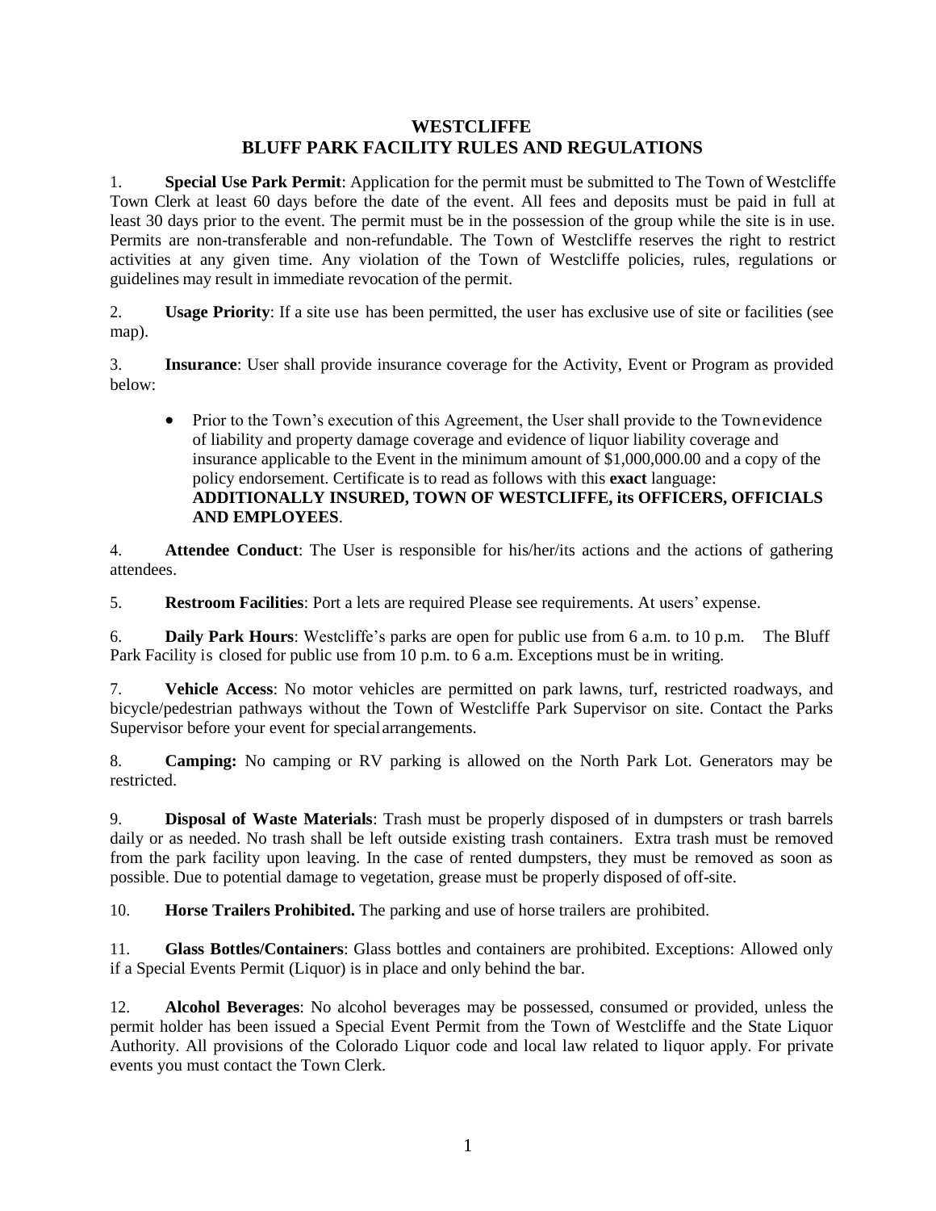# WESTCLIFFE
## BLUFF PARK FACILITY RULES AND REGULATIONS

1. **Special Use Park Permit**: Application for the permit must be submitted to The Town of Westcliffe Town Clerk at least 60 days before the date of the event. All fees and deposits must be paid in full at least 30 days prior to the event. The permit must be in the possession of the group while the site is in use. Permits are non-transferable and non-refundable. The Town of Westcliffe reserves the right to restrict activities at any given time. Any violation of the Town of Westcliffe policies, rules, regulations or guidelines may result in immediate revocation of the permit.

2. **Usage Priority**: If a site use has been permitted, the user has exclusive use of site or facilities (see map).

3. **Insurance**: User shall provide insurance coverage for the Activity, Event or Program as provided below:

   - Prior to the Town's execution of this Agreement, the User shall provide to the Town evidence of liability and property damage coverage and evidence of liquor liability coverage and insurance applicable to the Event in the minimum amount of $1,000,000.00 and a copy of the policy endorsement. Certificate is to read as follows with this **exact** language: **ADDITIONALLY INSURED, TOWN OF WESTCLIFFE, its OFFICERS, OFFICIALS AND EMPLOYEES**.

4. **Attendee Conduct**: The User is responsible for his/her/its actions and the actions of gathering attendees.

5. **Restroom Facilities**: Port a lets are required Please see requirements. At users' expense.

6. **Daily Park Hours**: Westcliffe's parks are open for public use from 6 a.m. to 10 p.m. The Bluff Park Facility is closed for public use from 10 p.m. to 6 a.m. Exceptions must be in writing.

7. **Vehicle Access**: No motor vehicles are permitted on park lawns, turf, restricted roadways, and bicycle/pedestrian pathways without the Town of Westcliffe Park Supervisor on site. Contact the Parks Supervisor before your event for special arrangements.

8. **Camping:** No camping or RV parking is allowed on the North Park Lot. Generators may be restricted.

9. **Disposal of Waste Materials**: Trash must be properly disposed of in dumpsters or trash barrels daily or as needed. No trash shall be left outside existing trash containers. Extra trash must be removed from the park facility upon leaving. In the case of rented dumpsters, they must be removed as soon as possible. Due to potential damage to vegetation, grease must be properly disposed of off-site.

10. **Horse Trailers Prohibited.** The parking and use of horse trailers are prohibited.

11. **Glass Bottles/Containers**: Glass bottles and containers are prohibited. Exceptions: Allowed only if a Special Events Permit (Liquor) is in place and only behind the bar.

12. **Alcohol Beverages**: No alcohol beverages may be possessed, consumed or provided, unless the permit holder has been issued a Special Event Permit from the Town of Westcliffe and the State Liquor Authority. All provisions of the Colorado Liquor code and local law related to liquor apply. For private events you must contact the Town Clerk.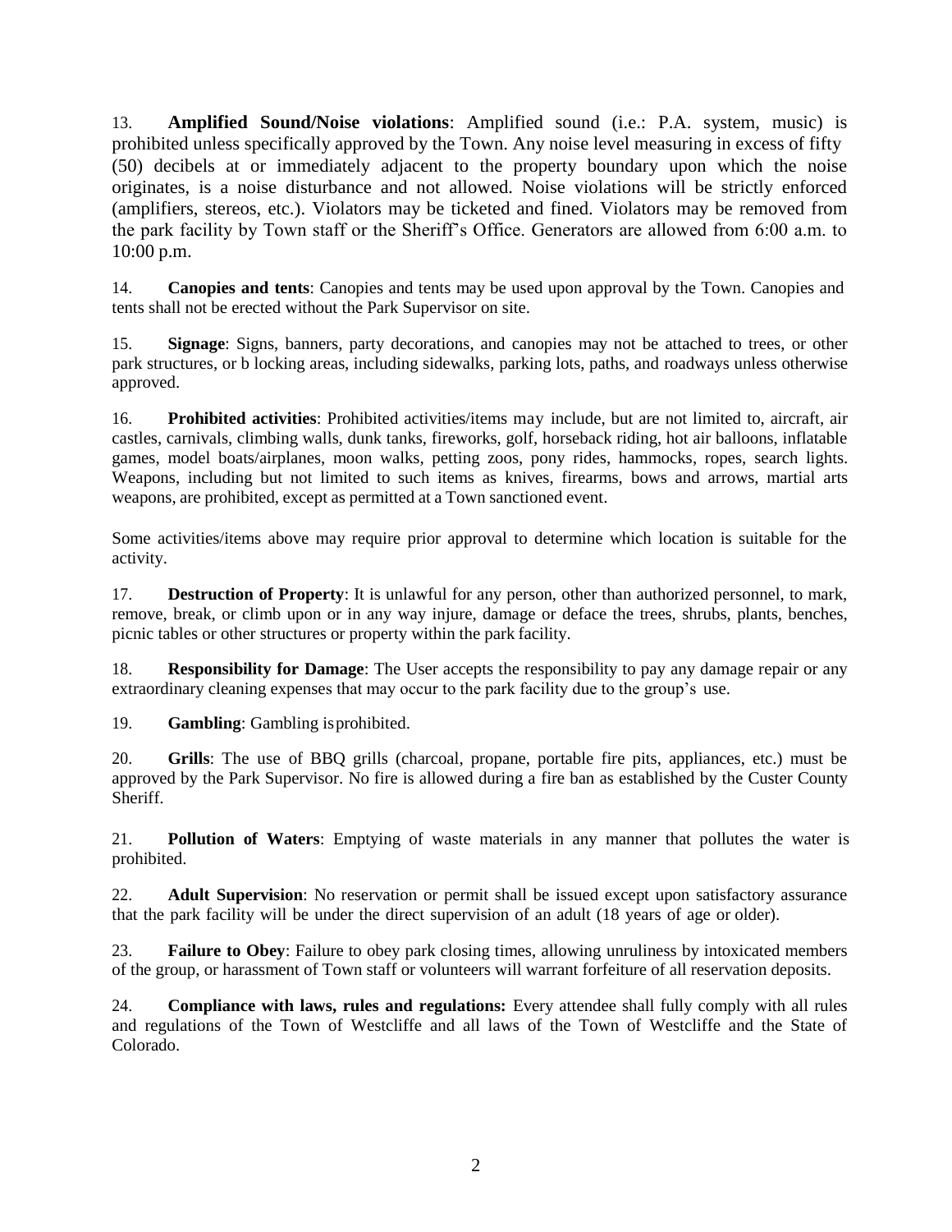13. **Amplified Sound/Noise violations**: Amplified sound (i.e.: P.A. system, music) is prohibited unless specifically approved by the Town. Any noise level measuring in excess of fifty (50) decibels at or immediately adjacent to the property boundary upon which the noise originates, is a noise disturbance and not allowed. Noise violations will be strictly enforced (amplifiers, stereos, etc.). Violators may be ticketed and fined. Violators may be removed from the park facility by Town staff or the Sheriff's Office. Generators are allowed from 6:00 a.m. to 10:00 p.m.

14. **Canopies and tents**: Canopies and tents may be used upon approval by the Town. Canopies and tents shall not be erected without the Park Supervisor on site.

15. **Signage**: Signs, banners, party decorations, and canopies may not be attached to trees, or other park structures, or b locking areas, including sidewalks, parking lots, paths, and roadways unless otherwise approved.

16. **Prohibited activities**: Prohibited activities/items may include, but are not limited to, aircraft, air castles, carnivals, climbing walls, dunk tanks, fireworks, golf, horseback riding, hot air balloons, inflatable games, model boats/airplanes, moon walks, petting zoos, pony rides, hammocks, ropes, search lights. Weapons, including but not limited to such items as knives, firearms, bows and arrows, martial arts weapons, are prohibited, except as permitted at a Town sanctioned event.

Some activities/items above may require prior approval to determine which location is suitable for the activity.

17. **Destruction of Property**: It is unlawful for any person, other than authorized personnel, to mark, remove, break, or climb upon or in any way injure, damage or deface the trees, shrubs, plants, benches, picnic tables or other structures or property within the park facility.

18. **Responsibility for Damage**: The User accepts the responsibility to pay any damage repair or any extraordinary cleaning expenses that may occur to the park facility due to the group's use.

19. **Gambling**: Gambling isprohibited.

20. **Grills**: The use of BBQ grills (charcoal, propane, portable fire pits, appliances, etc.) must be approved by the Park Supervisor. No fire is allowed during a fire ban as established by the Custer County Sheriff.

21. **Pollution of Waters**: Emptying of waste materials in any manner that pollutes the water is prohibited.

22. **Adult Supervision**: No reservation or permit shall be issued except upon satisfactory assurance that the park facility will be under the direct supervision of an adult (18 years of age or older).

23. **Failure to Obey**: Failure to obey park closing times, allowing unruliness by intoxicated members of the group, or harassment of Town staff or volunteers will warrant forfeiture of all reservation deposits.

24. **Compliance with laws, rules and regulations:** Every attendee shall fully comply with all rules and regulations of the Town of Westcliffe and all laws of the Town of Westcliffe and the State of Colorado.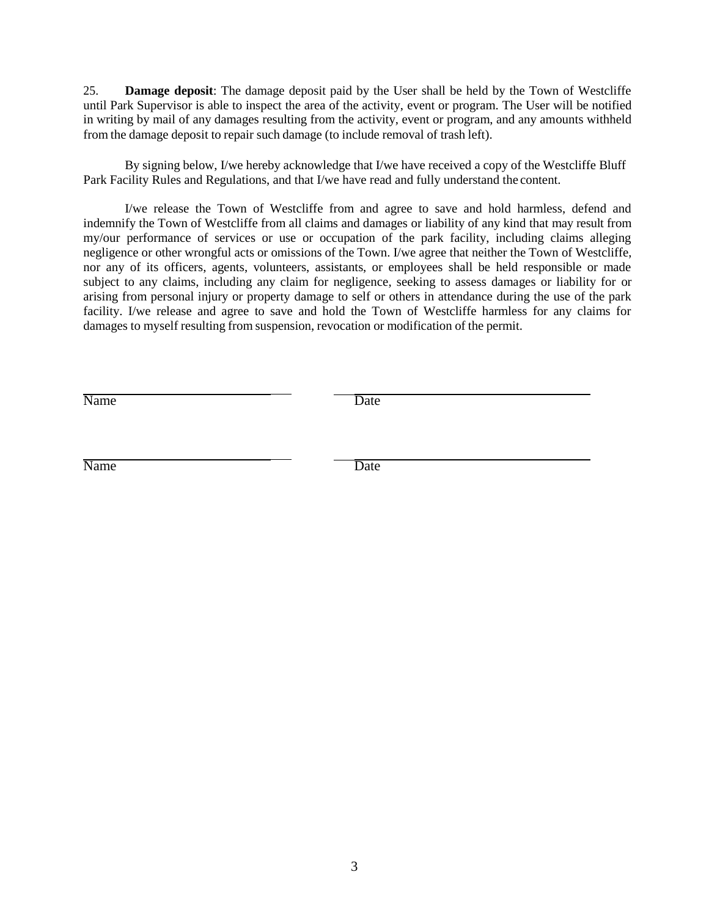25. **Damage deposit**: The damage deposit paid by the User shall be held by the Town of Westcliffe until Park Supervisor is able to inspect the area of the activity, event or program. The User will be notified in writing by mail of any damages resulting from the activity, event or program, and any amounts withheld from the damage deposit to repair such damage (to include removal of trash left).

By signing below, I/we hereby acknowledge that I/we have received a copy of the Westcliffe Bluff Park Facility Rules and Regulations, and that I/we have read and fully understand the content.

I/we release the Town of Westcliffe from and agree to save and hold harmless, defend and indemnify the Town of Westcliffe from all claims and damages or liability of any kind that may result from my/our performance of services or use or occupation of the park facility, including claims alleging negligence or other wrongful acts or omissions of the Town. I/we agree that neither the Town of Westcliffe, nor any of its officers, agents, volunteers, assistants, or employees shall be held responsible or made subject to any claims, including any claim for negligence, seeking to assess damages or liability for or arising from personal injury or property damage to self or others in attendance during the use of the park facility. I/we release and agree to save and hold the Town of Westcliffe harmless for any claims for damages to myself resulting from suspension, revocation or modification of the permit.

\_\_\_\_\_\_\_\_\_\_\_\_\_\_\_\_\_\_\_\_\_\_\_\_\_\_\_\_\_\_ \_\_\_\_\_\_\_\_\_\_\_\_\_\_\_\_\_\_\_\_\_\_\_\_\_\_\_\_\_\_\_\_\_\_\_\_\_

Name Date

\_\_\_\_\_\_\_\_\_\_\_\_\_\_\_\_\_\_\_\_\_\_\_\_\_\_\_\_\_\_ \_\_\_\_\_\_\_\_\_\_\_\_\_\_\_\_\_\_\_\_\_\_\_\_\_\_\_\_\_\_\_\_\_\_\_\_\_

Name Date